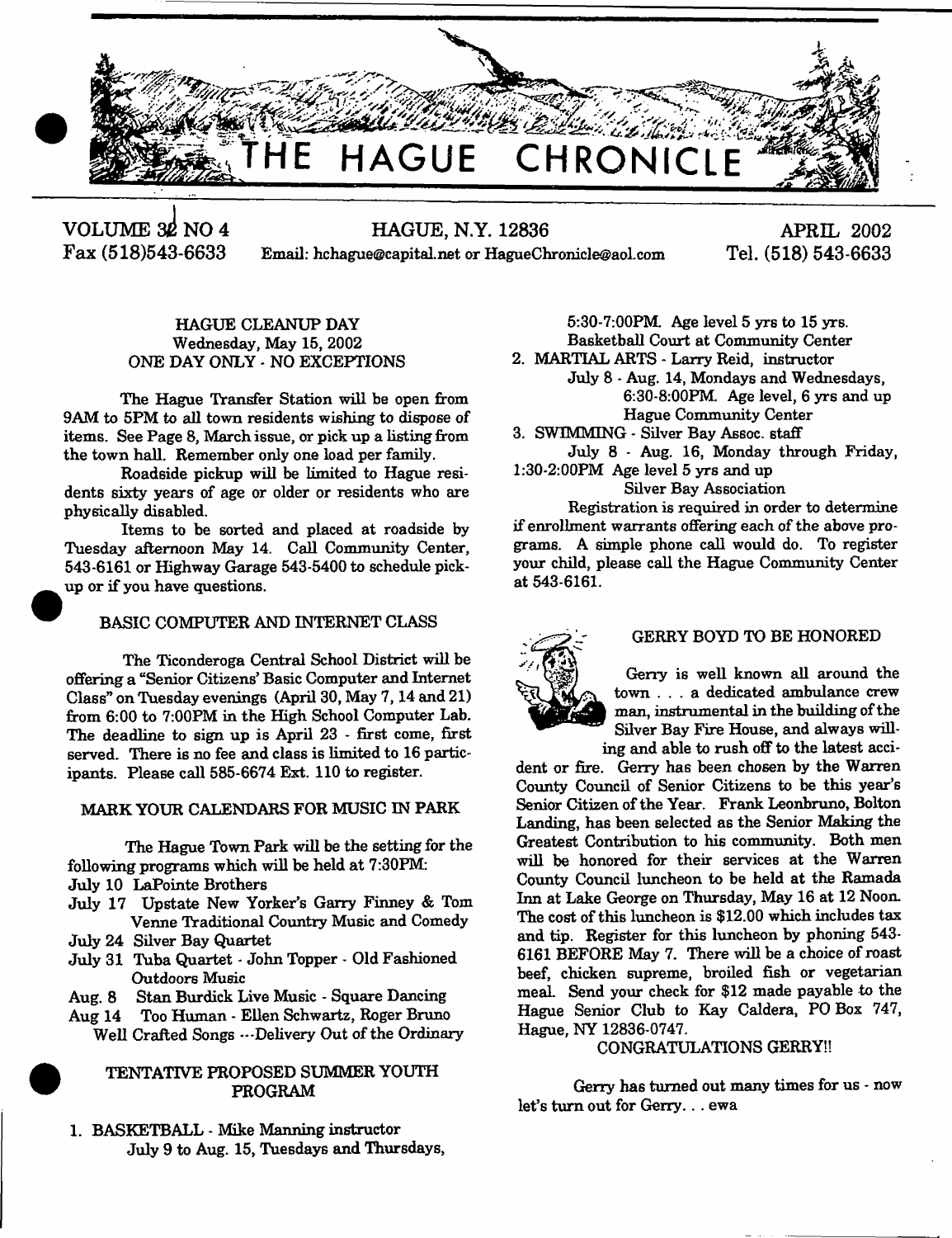# THE HAGUE CHRONICLE

VOLUME 32 NO 4 | HAGUE, N.Y. 12836 | APRIL 2002

Fax (518)543-6633 | Email: hchague@capital.net or HagueChronicle@aol.com | Tel. (518) 543-6633

## HAGUE CLEANUP DAY
### Wednesday, May 15, 2002
### ONE DAY ONLY - NO EXCEPTIONS

The Hague Transfer Station will be open from 9AM to 5PM to all town residents wishing to dispose of items. See Page 8, March issue, or pick up a listing from the town hall. Remember only one load per family.

Roadside pickup will be limited to Hague residents sixty years of age or older or residents who are physically disabled.

Items to be sorted and placed at roadside by Tuesday afternoon May 14. Call Community Center, 543-6161 or Highway Garage 543-5400 to schedule pickup or if you have questions.

## BASIC COMPUTER AND INTERNET CLASS

The Ticonderoga Central School District will be offering a "Senior Citizens' Basic Computer and Internet Class" on Tuesday evenings (April 30, May 7, 14 and 21) from 6:00 to 7:00PM in the High School Computer Lab. The deadline to sign up is April 23 - first come, first served. There is no fee and class is limited to 16 participants. Please call 585-6674 Ext. 110 to register.

## MARK YOUR CALENDARS FOR MUSIC IN PARK

The Hague Town Park will be the setting for the following programs which will be held at 7:30PM:

- July 10 LaPointe Brothers
- July 17 Upstate New Yorker's Garry Finney & Tom Venne Traditional Country Music and Comedy
- July 24 Silver Bay Quartet
- July 31 Tuba Quartet - John Topper - Old Fashioned Outdoors Music
- Aug. 8 Stan Burdick Live Music - Square Dancing
- Aug 14 Too Human - Ellen Schwartz, Roger Bruno Well Crafted Songs ---Delivery Out of the Ordinary

## TENTATIVE PROPOSED SUMMER YOUTH PROGRAM

1. BASKETBALL - Mike Manning instructor
   July 9 to Aug. 15, Tuesdays and Thursdays, 5:30-7:00PM. Age level 5 yrs to 15 yrs.
   Basketball Court at Community Center
2. MARTIAL ARTS - Larry Reid, instructor
   July 8 - Aug. 14, Mondays and Wednesdays, 6:30-8:00PM. Age level, 6 yrs and up
   Hague Community Center
3. SWIMMING - Silver Bay Assoc. staff
   July 8 - Aug. 16, Monday through Friday, 1:30-2:00PM Age level 5 yrs and up
   Silver Bay Association

Registration is required in order to determine if enrollment warrants offering each of the above programs. A simple phone call would do. To register your child, please call the Hague Community Center at 543-6161.

## GERRY BOYD TO BE HONORED

Gerry is well known all around the town . . . a dedicated ambulance crew man, instrumental in the building of the Silver Bay Fire House, and always willing and able to rush off to the latest accident or fire. Gerry has been chosen by the Warren County Council of Senior Citizens to be this year's Senior Citizen of the Year. Frank Leonbruno, Bolton Landing, has been selected as the Senior Making the Greatest Contribution to his community. Both men will be honored for their services at the Warren County Council luncheon to be held at the Ramada Inn at Lake George on Thursday, May 16 at 12 Noon. The cost of this luncheon is $12.00 which includes tax and tip. Register for this luncheon by phoning 543-6161 BEFORE May 7. There will be a choice of roast beef, chicken supreme, broiled fish or vegetarian meal. Send your check for $12 made payable to the Hague Senior Club to Kay Caldera, PO Box 747, Hague, NY 12836-0747.

CONGRATULATIONS GERRY!!

Gerry has turned out many times for us - now let's turn out for Gerry. . . ewa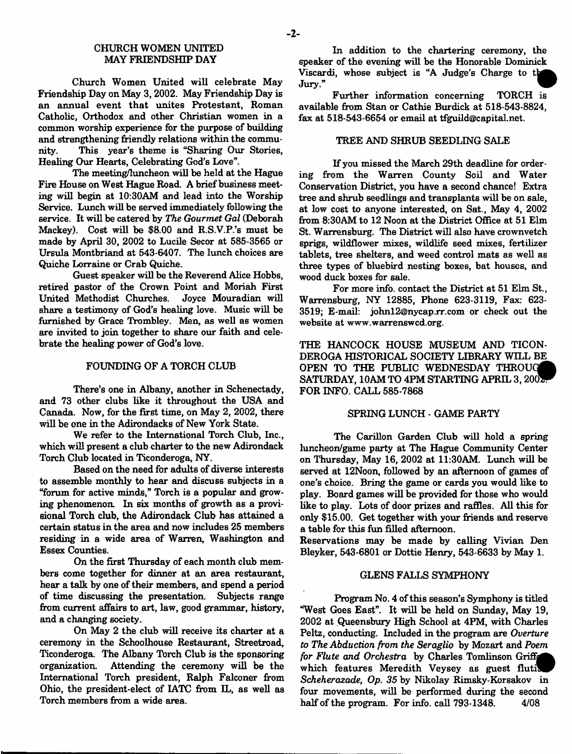## CHURCH WOMEN UNITED MAY FRIENDSHIP DAY

Church Women United will celebrate May Friendship Day on May 3, 2002. May Friendship Day is an annual event that unites Protestant, Roman Catholic, Orthodox and other Christian women in a common worship experience for the purpose of building and strengthening friendly relations within the community. This year's theme is "Sharing Our Stories, Healing Our Hearts, Celebrating God's Love".

The meeting/luncheon will be held at the Hague Fire House on West Hague Road. A brief business meeting will begin at 10:30AM and lead into the Worship Service. Lunch will be served immediately following the service. It will be catered by *The Gourmet Gal* (Deborah Mackey). Cost will be $8.00 and R.S.V.P.'s must be made by April 30, 2002 to Lucile Secor at 585-3565 or Ursula Montbriand at 543-6407. The lunch choices are Quiche Lorraine or Crab Quiche.

Guest speaker will be the Reverend Alice Hobbs, retired pastor of the Crown Point and Moriah First United Methodist Churches. Joyce Mouradian will share a testimony of God's healing love. Music will be furnished by Grace Trombley. Men, as well as women are invited to join together to share our faith and celebrate the healing power of God's love.

## FOUNDING OF A TORCH CLUB

There's one in Albany, another in Schenectady, and 73 other clubs like it throughout the USA and Canada. Now, for the first time, on May 2, 2002, there will be one in the Adirondacks of New York State.

We refer to the International Torch Club, Inc., which will present a club charter to the new Adirondack Torch Club located in Ticonderoga, NY.

Based on the need for adults of diverse interests to assemble monthly to hear and discuss subjects in a "forum for active minds," Torch is a popular and growing phenomenon. In six months of growth as a provisional Torch club, the Adirondack Club has attained a certain status in the area and now includes 25 members residing in a wide area of Warren, Washington and Essex Counties.

On the first Thursday of each month club members come together for dinner at an area restaurant, hear a talk by one of their members, and spend a period of time discussing the presentation. Subjects range from current affairs to art, law, good grammar, history, and a changing society.

On May 2 the club will receive its charter at a ceremony in the Schoolhouse Restaurant, Streetroad, Ticonderoga. The Albany Torch Club is the sponsoring organization. Attending the ceremony will be the International Torch president, Ralph Falconer from Ohio, the president-elect of IATC from IL, as well as Torch members from a wide area.

In addition to the chartering ceremony, the speaker of the evening will be the Honorable Dominick Viscardi, whose subject is "A Judge's Charge to the Jury."

Further information concerning TORCH is available from Stan or Cathie Burdick at 518-543-8824, fax at 518-543-6654 or email at tfguild@capital.net.

## TREE AND SHRUB SEEDLING SALE

If you missed the March 29th deadline for ordering from the Warren County Soil and Water Conservation District, you have a second chance! Extra tree and shrub seedlings and transplants will be on sale, at low cost to anyone interested, on Sat., May 4, 2002 from 8:30AM to 12 Noon at the District Office at 51 Elm St. Warrensburg. The District will also have crownvetch sprigs, wildflower mixes, wildlife seed mixes, fertilizer tablets, tree shelters, and weed control mats as well as three types of bluebird nesting boxes, bat houses, and wood duck boxes for sale.

For more info. contact the District at 51 Elm St., Warrensburg, NY 12885, Phone 623-3119, Fax: 623-3519; E-mail: john12@nycap.rr.com or check out the website at www.warrenswcd.org.

THE HANCOCK HOUSE MUSEUM AND TICONDEROGA HISTORICAL SOCIETY LIBRARY WILL BE OPEN TO THE PUBLIC WEDNESDAY THROUGH SATURDAY, 10AM TO 4PM STARTING APRIL 3, 2002. FOR INFO. CALL 585-7868

## SPRING LUNCH - GAME PARTY

The Carillon Garden Club will hold a spring luncheon/game party at The Hague Community Center on Thursday, May 16, 2002 at 11:30AM. Lunch will be served at 12Noon, followed by an afternoon of games of one's choice. Bring the game or cards you would like to play. Board games will be provided for those who would like to play. Lots of door prizes and raffles. All this for only $15.00. Get together with your friends and reserve a table for this fun filled afternoon.

Reservations may be made by calling Vivian Den Bleyker, 543-6801 or Dottie Henry, 543-6633 by May 1.

## GLENS FALLS SYMPHONY

Program No. 4 of this season's Symphony is titled "West Goes East". It will be held on Sunday, May 19, 2002 at Queensbury High School at 4PM, with Charles Peltz, conducting. Included in the program are *Overture to The Abduction from the Seraglio* by Mozart and *Poem for Flute and Orchestra* by Charles Tomlinson Griffes which features Meredith Veysey as guest flutist. *Scheherazade, Op. 35* by Nikolay Rimsky-Korsakov in four movements, will be performed during the second half of the program. For info. call 793-1348. 4/08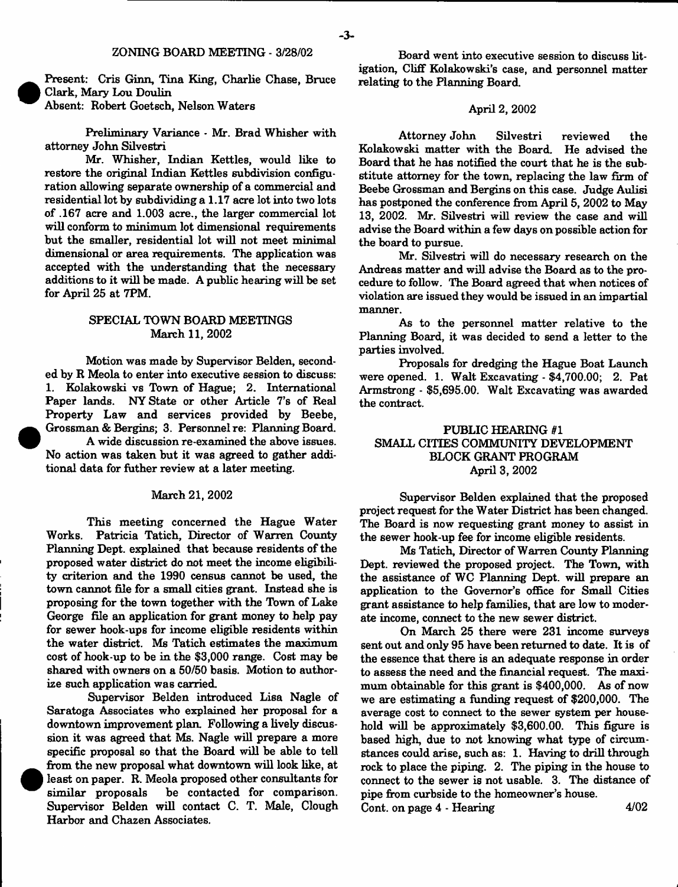## ZONING BOARD MEETING - 3/28/02

Present: Cris Ginn, Tina King, Charlie Chase, Bruce Clark, Mary Lou Doulin
Absent: Robert Goetsch, Nelson Waters

Preliminary Variance - Mr. Brad Whisher with attorney John Silvestri

Mr. Whisher, Indian Kettles, would like to restore the original Indian Kettles subdivision configuration allowing separate ownership of a commercial and residential lot by subdividing a 1.17 acre lot into two lots of .167 acre and 1.003 acre., the larger commercial lot will conform to minimum lot dimensional requirements but the smaller, residential lot will not meet minimal dimensional or area requirements. The application was accepted with the understanding that the necessary additions to it will be made. A public hearing will be set for April 25 at 7PM.

## SPECIAL TOWN BOARD MEETINGS
### March 11, 2002

Motion was made by Supervisor Belden, seconded by R Meola to enter into executive session to discuss: 1. Kolakowski vs Town of Hague; 2. International Paper lands. NY State or other Article 7's of Real Property Law and services provided by Beebe, Grossman & Bergins; 3. Personnel re: Planning Board.

A wide discussion re-examined the above issues. No action was taken but it was agreed to gather additional data for futher review at a later meeting.

### March 21, 2002

This meeting concerned the Hague Water Works. Patricia Tatich, Director of Warren County Planning Dept. explained that because residents of the proposed water district do not meet the income eligibility criterion and the 1990 census cannot be used, the town cannot file for a small cities grant. Instead she is proposing for the town together with the Town of Lake George file an application for grant money to help pay for sewer hook-ups for income eligible residents within the water district. Ms Tatich estimates the maximum cost of hook-up to be in the $3,000 range. Cost may be shared with owners on a 50/50 basis. Motion to authorize such application was carried.

Supervisor Belden introduced Lisa Nagle of Saratoga Associates who explained her proposal for a downtown improvement plan. Following a lively discussion it was agreed that Ms. Nagle will prepare a more specific proposal so that the Board will be able to tell from the new proposal what downtown will look like, at least on paper. R. Meola proposed other consultants for similar proposals be contacted for comparison. Supervisor Belden will contact C. T. Male, Clough Harbor and Chazen Associates.

Board went into executive session to discuss litigation, Cliff Kolakowski's case, and personnel matter relating to the Planning Board.

### April 2, 2002

Attorney John Silvestri reviewed the Kolakowski matter with the Board. He advised the Board that he has notified the court that he is the substitute attorney for the town, replacing the law firm of Beebe Grossman and Bergins on this case. Judge Aulisi has postponed the conference from April 5, 2002 to May 13, 2002. Mr. Silvestri will review the case and will advise the Board within a few days on possible action for the board to pursue.

Mr. Silvestri will do necessary research on the Andreas matter and will advise the Board as to the procedure to follow. The Board agreed that when notices of violation are issued they would be issued in an impartial manner.

As to the personnel matter relative to the Planning Board, it was decided to send a letter to the parties involved.

Proposals for dredging the Hague Boat Launch were opened. 1. Walt Excavating - $4,700.00; 2. Pat Armstrong - $5,695.00. Walt Excavating was awarded the contract.

## PUBLIC HEARING #1
## SMALL CITIES COMMUNITY DEVELOPMENT BLOCK GRANT PROGRAM
### April 3, 2002

Supervisor Belden explained that the proposed project request for the Water District has been changed. The Board is now requesting grant money to assist in the sewer hook-up fee for income eligible residents.

Ms Tatich, Director of Warren County Planning Dept. reviewed the proposed project. The Town, with the assistance of WC Planning Dept. will prepare an application to the Governor's office for Small Cities grant assistance to help families, that are low to moderate income, connect to the new sewer district.

On March 25 there were 231 income surveys sent out and only 95 have been returned to date. It is of the essence that there is an adequate response in order to assess the need and the financial request. The maximum obtainable for this grant is $400,000. As of now we are estimating a funding request of $200,000. The average cost to connect to the sewer system per household will be approximately $3,600.00. This figure is based high, due to not knowing what type of circumstances could arise, such as: 1. Having to drill through rock to place the piping. 2. The piping in the house to connect to the sewer is not usable. 3. The distance of pipe from curbside to the homeowner's house.

Cont. on page 4 - Hearing

4/02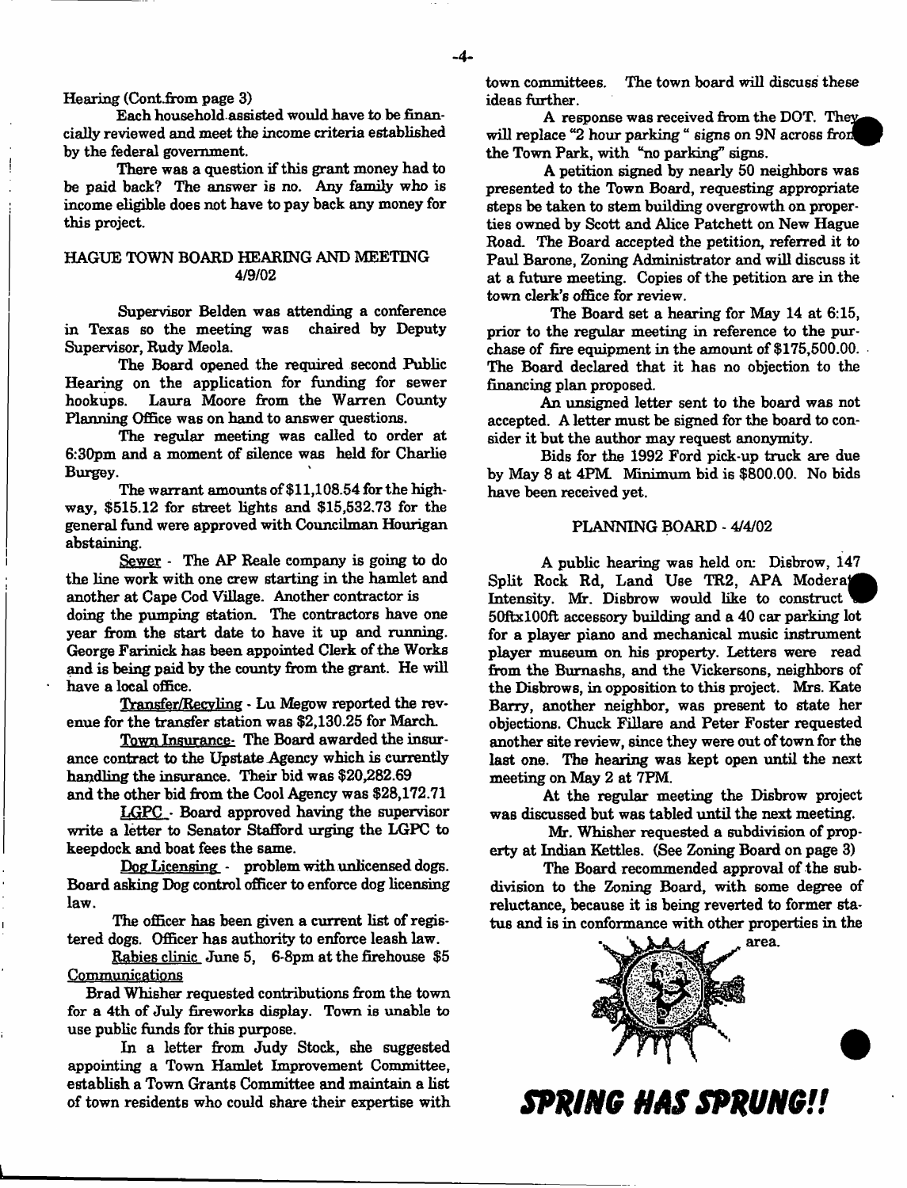Hearing (Cont.from page 3)

Each household assisted would have to be financially reviewed and meet the income criteria established by the federal government.

There was a question if this grant money had to be paid back? The answer is no. Any family who is income eligible does not have to pay back any money for this project.

## HAGUE TOWN BOARD HEARING AND MEETING 4/9/02

Supervisor Belden was attending a conference in Texas so the meeting was chaired by Deputy Supervisor, Rudy Meola.

The Board opened the required second Public Hearing on the application for funding for sewer hookups. Laura Moore from the Warren County Planning Office was on hand to answer questions.

The regular meeting was called to order at 6:30pm and a moment of silence was held for Charlie Burgey.

The warrant amounts of $11,108.54 for the highway, $515.12 for street lights and $15,532.73 for the general fund were approved with Councilman Hourigan abstaining.

Sewer - The AP Reale company is going to do the line work with one crew starting in the hamlet and another at Cape Cod Village. Another contractor is doing the pumping station. The contractors have one year from the start date to have it up and running. George Farinick has been appointed Clerk of the Works and is being paid by the county from the grant. He will have a local office.

Transfer/Recyling - Lu Megow reported the revenue for the transfer station was $2,130.25 for March.

Town Insurance- The Board awarded the insurance contract to the Upstate Agency which is currently handling the insurance. Their bid was $20,282.69 and the other bid from the Cool Agency was $28,172.71

LGPC - Board approved having the supervisor write a letter to Senator Stafford urging the LGPC to keepdock and boat fees the same.

Dog Licensing - problem with unlicensed dogs. Board asking Dog control officer to enforce dog licensing law.

The officer has been given a current list of registered dogs. Officer has authority to enforce leash law.

Rabies clinic June 5, 6-8pm at the firehouse $5

Communications

Brad Whisher requested contributions from the town for a 4th of July fireworks display. Town is unable to use public funds for this purpose.

In a letter from Judy Stock, she suggested appointing a Town Hamlet Improvement Committee, establish a Town Grants Committee and maintain a list of town residents who could share their expertise with town committees. The town board will discuss these ideas further.

A response was received from the DOT. They will replace "2 hour parking " signs on 9N across from the Town Park, with "no parking" signs.

A petition signed by nearly 50 neighbors was presented to the Town Board, requesting appropriate steps be taken to stem building overgrowth on properties owned by Scott and Alice Patchett on New Hague Road. The Board accepted the petition, referred it to Paul Barone, Zoning Administrator and will discuss it at a future meeting. Copies of the petition are in the town clerk's office for review.

The Board set a hearing for May 14 at 6:15, prior to the regular meeting in reference to the purchase of fire equipment in the amount of $175,500.00. The Board declared that it has no objection to the financing plan proposed.

An unsigned letter sent to the board was not accepted. A letter must be signed for the board to consider it but the author may request anonymity.

Bids for the 1992 Ford pick-up truck are due by May 8 at 4PM. Minimum bid is $800.00. No bids have been received yet.

## PLANNING BOARD - 4/4/02

A public hearing was held on: Disbrow, 147 Split Rock Rd, Land Use TR2, APA Moderate Intensity. Mr. Disbrow would like to construct a 50ftx100ft accessory building and a 40 car parking lot for a player piano and mechanical music instrument player museum on his property. Letters were read from the Burnashs, and the Vickersons, neighbors of the Disbrows, in opposition to this project. Mrs. Kate Barry, another neighbor, was present to state her objections. Chuck Fillare and Peter Foster requested another site review, since they were out of town for the last one. The hearing was kept open until the next meeting on May 2 at 7PM.

At the regular meeting the Disbrow project was discussed but was tabled until the next meeting.

Mr. Whisher requested a subdivision of property at Indian Kettles. (See Zoning Board on page 3)

The Board recommended approval of the subdivision to the Zoning Board, with some degree of reluctance, because it is being reverted to former status and is in conformance with other properties in the area.

***SPRING HAS SPRUNG!!***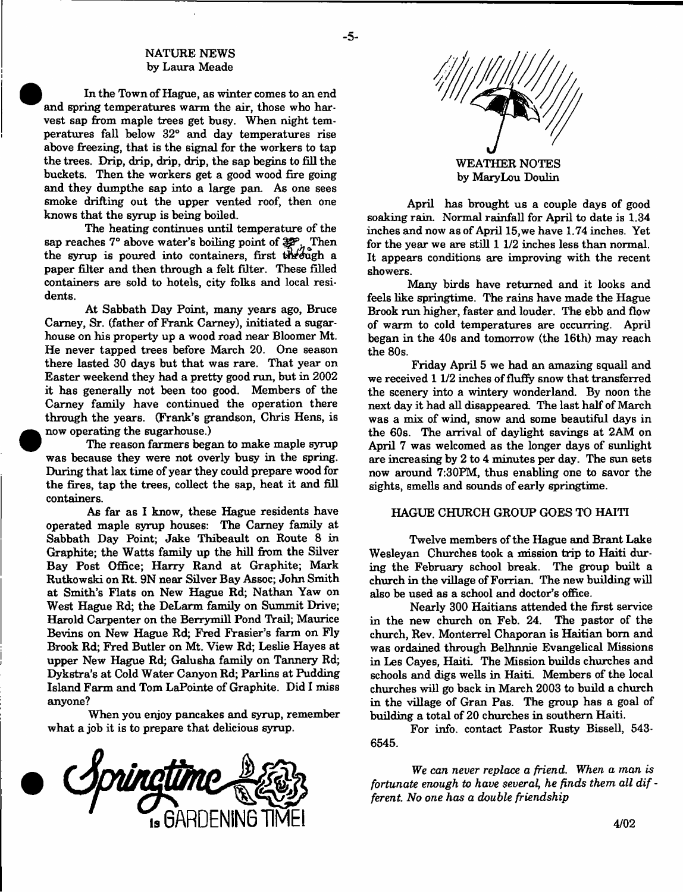## NATURE NEWS

by Laura Meade

In the Town of Hague, as winter comes to an end and spring temperatures warm the air, those who harvest sap from maple trees get busy. When night temperatures fall below 32° and day temperatures rise above freezing, that is the signal for the workers to tap the trees. Drip, drip, drip, drip, the sap begins to fill the buckets. Then the workers get a good wood fire going and they dumpthe sap into a large pan. As one sees smoke drifting out the upper vented roof, then one knows that the syrup is being boiled.

The heating continues until temperature of the sap reaches 7° above water's boiling point of 32°. Then the syrup is poured into containers, first through a paper filter and then through a felt filter. These filled containers are sold to hotels, city folks and local residents.

At Sabbath Day Point, many years ago, Bruce Carney, Sr. (father of Frank Carney), initiated a sugarhouse on his property up a wood road near Bloomer Mt. He never tapped trees before March 20. One season there lasted 30 days but that was rare. That year on Easter weekend they had a pretty good run, but in 2002 it has generally not been too good. Members of the Carney family have continued the operation there through the years. (Frank's grandson, Chris Hens, is now operating the sugarhouse.)

The reason farmers began to make maple syrup was because they were not overly busy in the spring. During that lax time of year they could prepare wood for the fires, tap the trees, collect the sap, heat it and fill containers.

As far as I know, these Hague residents have operated maple syrup houses: The Carney family at Sabbath Day Point; Jake Thibeault on Route 8 in Graphite; the Watts family up the hill from the Silver Bay Post Office; Harry Rand at Graphite; Mark Rutkowski on Rt. 9N near Silver Bay Assoc; John Smith at Smith's Flats on New Hague Rd; Nathan Yaw on West Hague Rd; the DeLarm family on Summit Drive; Harold Carpenter on the Berrymill Pond Trail; Maurice Bevins on New Hague Rd; Fred Frasier's farm on Fly Brook Rd; Fred Butler on Mt. View Rd; Leslie Hayes at upper New Hague Rd; Galusha family on Tannery Rd; Dykstra's at Cold Water Canyon Rd; Parlins at Pudding Island Farm and Tom LaPointe of Graphite. Did I miss anyone?

When you enjoy pancakes and syrup, remember what a job it is to prepare that delicious syrup.

Springtime is GARDENING TIME!

## WEATHER NOTES

by MaryLou Doulin

April has brought us a couple days of good soaking rain. Normal rainfall for April to date is 1.34 inches and now as of April 15, we have 1.74 inches. Yet for the year we are still 1 1/2 inches less than normal. It appears conditions are improving with the recent showers.

Many birds have returned and it looks and feels like springtime. The rains have made the Hague Brook run higher, faster and louder. The ebb and flow of warm to cold temperatures are occurring. April began in the 40s and tomorrow (the 16th) may reach the 80s.

Friday April 5 we had an amazing squall and we received 1 1/2 inches of fluffy snow that transferred the scenery into a wintery wonderland. By noon the next day it had all disappeared. The last half of March was a mix of wind, snow and some beautiful days in the 60s. The arrival of daylight savings at 2AM on April 7 was welcomed as the longer days of sunlight are increasing by 2 to 4 minutes per day. The sun sets now around 7:30PM, thus enabling one to savor the sights, smells and sounds of early springtime.

## HAGUE CHURCH GROUP GOES TO HAITI

Twelve members of the Hague and Brant Lake Wesleyan Churches took a mission trip to Haiti during the February school break. The group built a church in the village of Forrian. The new building will also be used as a school and doctor's office.

Nearly 300 Haitians attended the first service in the new church on Feb. 24. The pastor of the church, Rev. Monterrel Chaporan is Haitian born and was ordained through Belhnnie Evangelical Missions in Les Cayes, Haiti. The Mission builds churches and schools and digs wells in Haiti. Members of the local churches will go back in March 2003 to build a church in the village of Gran Pas. The group has a goal of building a total of 20 churches in southern Haiti.

For info. contact Pastor Rusty Bissell, 543-6545.

*We can never replace a friend. When a man is fortunate enough to have several, he finds them all different. No one has a double friendship*

4/02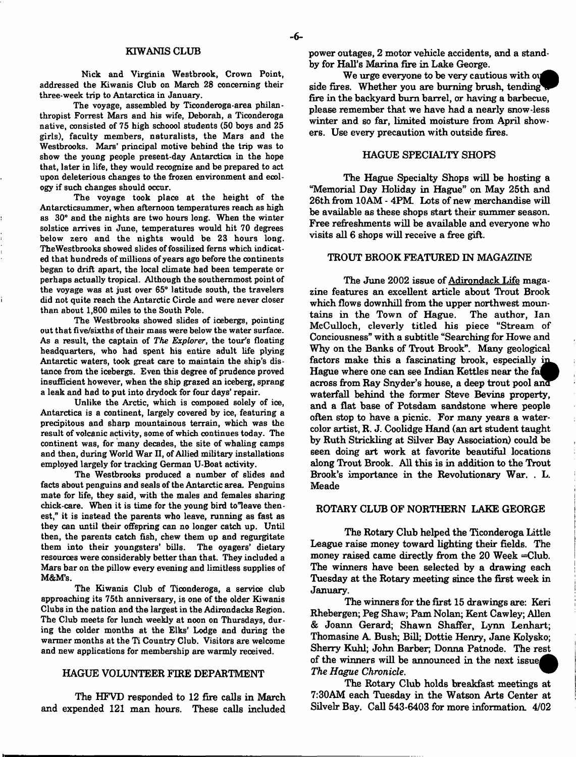## KIWANIS CLUB

Nick and Virginia Westbrook, Crown Point, addressed the Kiwanis Club on March 28 concerning their three-week trip to Antarctica in January.

The voyage, assembled by Ticonderoga-area philanthropist Forrest Mars and his wife, Deborah, a Ticonderoga native, consisted of 75 high schoool students (50 boys and 25 girls), faculty members, naturalists, the Mars and the Westbrooks. Mars' principal motive behind the trip was to show the young people present-day Antarctica in the hope that, later in life, they would recognize and be prepared to act upon deleterious changes to the frozen environment and ecology if such changes should occur.

The voyage took place at the height of the Antarcticsummer, when afternoon temperatures reach as high as 30° and the nights are two hours long. When the winter solstice arrives in June, temperatures would hit 70 degrees below zero and the nights would be 23 hours long. TheWestbrooks showed slides of fossilized ferns which indicated that hundreds of millions of years ago before the continents began to drift apart, the local climate had been temperate or perhaps actually tropical. Although the southernmost point of the voyage was at just over 65° latitude south, the travelers did not quite reach the Antarctic Circle and were never closer than about 1,800 miles to the South Pole.

The Westbrooks showed slides of icebergs, pointing out that five/sixths of their mass were below the water surface. As a result, the captain of *The Explorer*, the tour's floating headquarters, who had spent his entire adult life plying Antarctic waters, took great care to maintain the ship's distance from the icebergs. Even this degree of prudence proved insufficient however, when the ship grazed an iceberg, sprang a leak and had to put into drydock for four days' repair.

Unlike the Arctic, which is composed solely of ice, Antarctica is a continent, largely covered by ice, featuring a precipitous and sharp mountainous terrain, which was the result of volcanic activity, some of which continues today. The continent was, for many decades, the site of whaling camps and then, during World War II, of Allied military installations employed largely for tracking German U-Boat activity.

The Westbrooks produced a number of slides and facts about penguins and seals of the Antarctic area. Penguins mate for life, they said, with the males and females sharing chick-care. When it is time for the young bird to"leave thenest," it is instead the parents who leave, running as fast as they can until their offspring can no longer catch up. Until then, the parents catch fish, chew them up and regurgitate them into their youngsters' bills. The oyagers' dietary resources were considerably better than that. They included a Mars bar on the pillow every evening and limitless supplies of M&M's.

The Kiwanis Club of Ticonderoga, a service club approaching its 75th anniversary, is one of the older Kiwanis Clubs in the nation and the largest in the Adirondacks Region. The Club meets for lunch weekly at noon on Thursdays, during the colder months at the Elks' Lodge and during the warmer months at the Ti Country Club. Visitors are welcome and new applications for membership are warmly received.

## HAGUE VOLUNTEER FIRE DEPARTMENT

The HFVD responded to 12 fire calls in March and expended 121 man hours. These calls included power outages, 2 motor vehicle accidents, and a standby for Hall's Marina fire in Lake George.

We urge everyone to be very cautious with outside fires. Whether you are burning brush, tending a fire in the backyard burn barrel, or having a barbecue, please remember that we have had a nearly snow-less winter and so far, limited moisture from April showers. Use every precaution with outside fires.

## HAGUE SPECIALTY SHOPS

The Hague Specialty Shops will be hosting a "Memorial Day Holiday in Hague" on May 25th and 26th from 10AM - 4PM. Lots of new merchandise will be available as these shops start their summer season. Free refreshments will be available and everyone who visits all 6 shops will receive a free gift.

## TROUT BROOK FEATURED IN MAGAZINE

The June 2002 issue of Adirondack Life magazine features an excellent article about Trout Brook which flows downhill from the upper northwest mountains in the Town of Hague. The author, Ian McCulloch, cleverly titled his piece "Stream of Conciousness" with a subtitle "Searching for Howe and Why on the Banks of Trout Brook". Many geological factors make this a fascinating brook, especially in Hague where one can see Indian Kettles near the falls across from Ray Snyder's house, a deep trout pool and waterfall behind the former Steve Bevins property, and a flat base of Potsdam sandstone where people often stop to have a picnic. For many years a watercolor artist, R. J. Coolidge Hand (an art student taught by Ruth Strickling at Silver Bay Association) could be seen doing art work at favorite beautiful locations along Trout Brook. All this is in addition to the Trout Brook's importance in the Revolutionary War. . L. Meade

## ROTARY CLUB OF NORTHERN LAKE GEORGE

The Rotary Club helped the Ticonderoga Little League raise money toward lighting their fields. The money raised came directly from the 20 Week =Club. The winners have been selected by a drawing each Tuesday at the Rotary meeting since the first week in January.

The winners for the first 15 drawings are: Keri Rhebergen; Peg Shaw; Pam Nolan; Kent Cawley; Allen & Joann Gerard; Shawn Shaffer, Lynn Lenhart; Thomasine A. Bush; Bill; Dottie Henry, Jane Kolysko; Sherry Kuhl; John Barber; Donna Patnode. The rest of the winners will be announced in the next issue of *The Hague Chronicle*.

The Rotary Club holds breakfast meetings at 7:30AM each Tuesday in the Watson Arts Center at Silvelr Bay. Call 543-6403 for more information. 4/02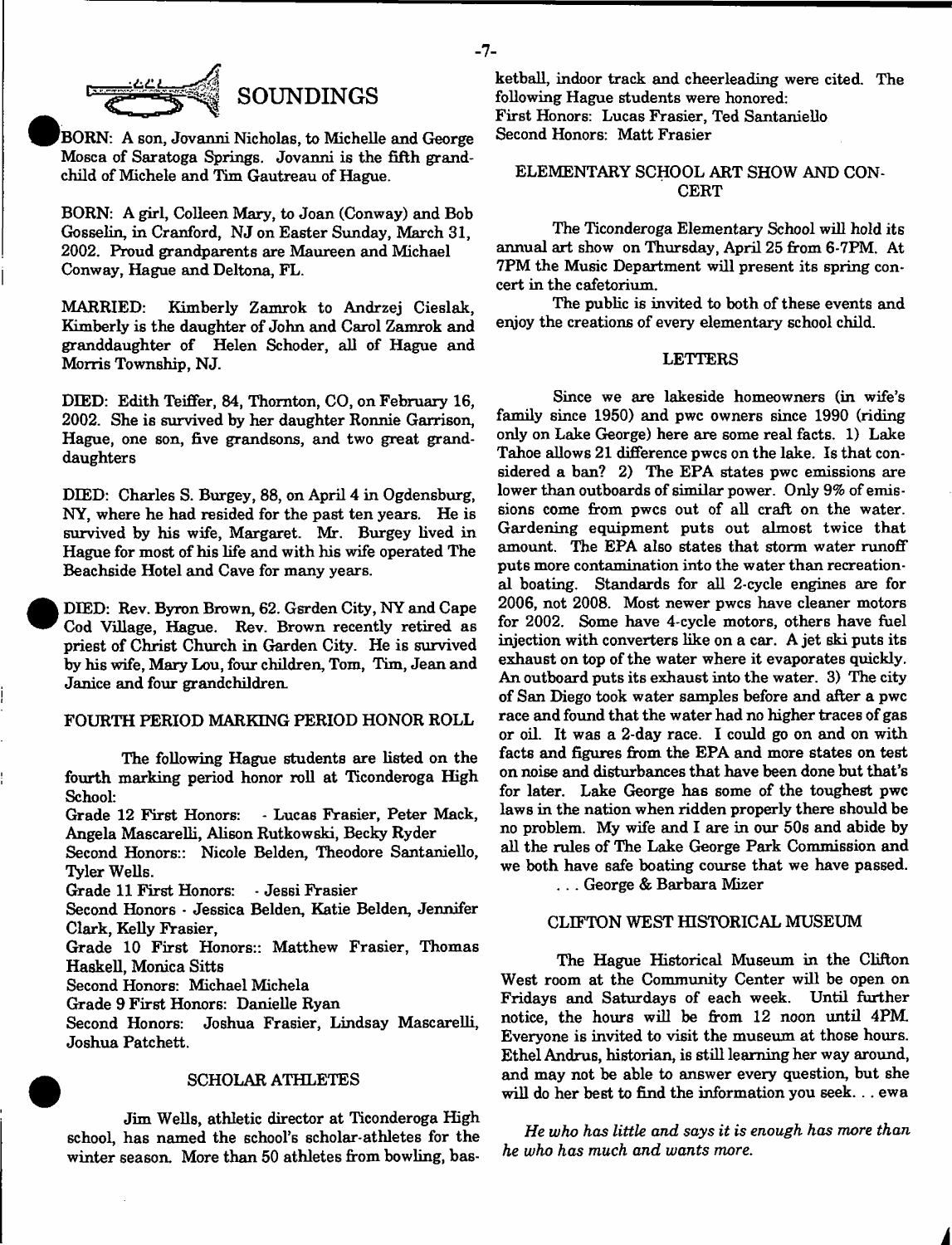## SOUNDINGS

BORN: A son, Jovanni Nicholas, to Michelle and George Mosca of Saratoga Springs. Jovanni is the fifth grandchild of Michele and Tim Gautreau of Hague.

BORN: A girl, Colleen Mary, to Joan (Conway) and Bob Gosselin, in Cranford, NJ on Easter Sunday, March 31, 2002. Proud grandparents are Maureen and Michael Conway, Hague and Deltona, FL.

MARRIED: Kimberly Zamrok to Andrzej Cieslak, Kimberly is the daughter of John and Carol Zamrok and granddaughter of Helen Schoder, all of Hague and Morris Township, NJ.

DIED: Edith Teiffer, 84, Thornton, CO, on February 16, 2002. She is survived by her daughter Ronnie Garrison, Hague, one son, five grandsons, and two great granddaughters

DIED: Charles S. Burgey, 88, on April 4 in Ogdensburg, NY, where he had resided for the past ten years. He is survived by his wife, Margaret. Mr. Burgey lived in Hague for most of his life and with his wife operated The Beachside Hotel and Cave for many years.

DIED: Rev. Byron Brown, 62. Gsrden City, NY and Cape Cod Village, Hague. Rev. Brown recently retired as priest of Christ Church in Garden City. He is survived by his wife, Mary Lou, four children, Tom, Tim, Jean and Janice and four grandchildren.

### FOURTH PERIOD MARKING PERIOD HONOR ROLL

The following Hague students are listed on the fourth marking period honor roll at Ticonderoga High School:

Grade 12 First Honors: - Lucas Frasier, Peter Mack, Angela Mascarelli, Alison Rutkowski, Becky Ryder

Second Honors:: Nicole Belden, Theodore Santaniello, Tyler Wells.

Grade 11 First Honors: - Jessi Frasier

Second Honors - Jessica Belden, Katie Belden, Jennifer Clark, Kelly Frasier,

Grade 10 First Honors:: Matthew Frasier, Thomas Haskell, Monica Sitts

Second Honors: Michael Michela

Grade 9 First Honors: Danielle Ryan

Second Honors: Joshua Frasier, Lindsay Mascarelli, Joshua Patchett.

### SCHOLAR ATHLETES

Jim Wells, athletic director at Ticonderoga High school, has named the school's scholar-athletes for the winter season. More than 50 athletes from bowling, basketball, indoor track and cheerleading were cited. The following Hague students were honored:

First Honors: Lucas Frasier, Ted Santaniello

Second Honors: Matt Frasier

### ELEMENTARY SCHOOL ART SHOW AND CONCERT

The Ticonderoga Elementary School will hold its annual art show on Thursday, April 25 from 6-7PM. At 7PM the Music Department will present its spring concert in the cafetorium.

The public is invited to both of these events and enjoy the creations of every elementary school child.

### LETTERS

Since we are lakeside homeowners (in wife's family since 1950) and pwc owners since 1990 (riding only on Lake George) here are some real facts. 1) Lake Tahoe allows 21 difference pwcs on the lake. Is that considered a ban? 2) The EPA states pwc emissions are lower than outboards of similar power. Only 9% of emissions come from pwcs out of all craft on the water. Gardening equipment puts out almost twice that amount. The EPA also states that storm water runoff puts more contamination into the water than recreational boating. Standards for all 2-cycle engines are for 2006, not 2008. Most newer pwcs have cleaner motors for 2002. Some have 4-cycle motors, others have fuel injection with converters like on a car. A jet ski puts its exhaust on top of the water where it evaporates quickly. An outboard puts its exhaust into the water. 3) The city of San Diego took water samples before and after a pwc race and found that the water had no higher traces of gas or oil. It was a 2-day race. I could go on and on with facts and figures from the EPA and more states on test on noise and disturbances that have been done but that's for later. Lake George has some of the toughest pwc laws in the nation when ridden properly there should be no problem. My wife and I are in our 50s and abide by all the rules of The Lake George Park Commission and we both have safe boating course that we have passed.

... George & Barbara Mizer

### CLIFTON WEST HISTORICAL MUSEUM

The Hague Historical Museum in the Clifton West room at the Community Center will be open on Fridays and Saturdays of each week. Until further notice, the hours will be from 12 noon until 4PM. Everyone is invited to visit the museum at those hours. Ethel Andrus, historian, is still learning her way around, and may not be able to answer every question, but she will do her best to find the information you seek... ewa

*He who has little and says it is enough has more than he who has much and wants more.*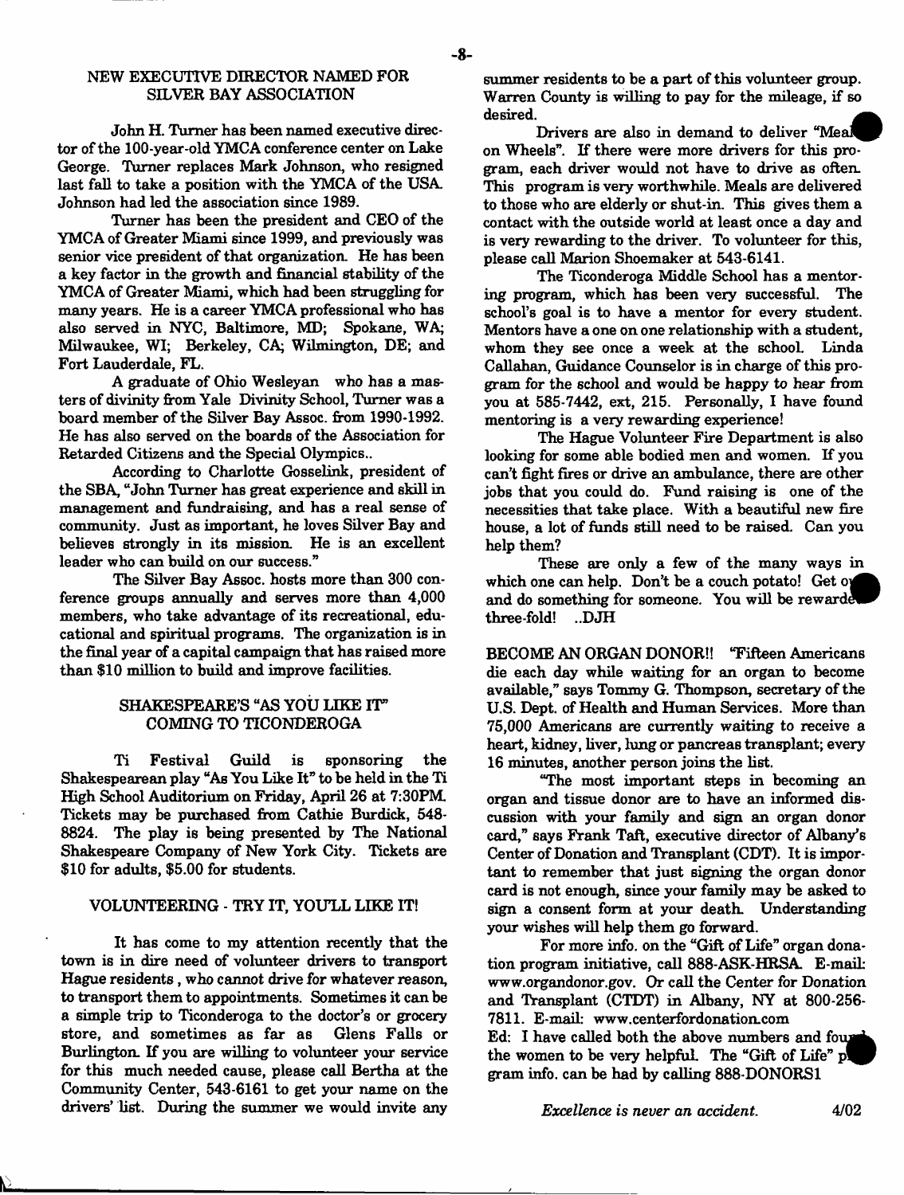## NEW EXECUTIVE DIRECTOR NAMED FOR SILVER BAY ASSOCIATION

John H. Turner has been named executive director of the 100-year-old YMCA conference center on Lake George. Turner replaces Mark Johnson, who resigned last fall to take a position with the YMCA of the USA. Johnson had led the association since 1989.

Turner has been the president and CEO of the YMCA of Greater Miami since 1999, and previously was senior vice president of that organization. He has been a key factor in the growth and financial stability of the YMCA of Greater Miami, which had been struggling for many years. He is a career YMCA professional who has also served in NYC, Baltimore, MD; Spokane, WA; Milwaukee, WI; Berkeley, CA; Wilmington, DE; and Fort Lauderdale, FL.

A graduate of Ohio Wesleyan who has a masters of divinity from Yale Divinity School, Turner was a board member of the Silver Bay Assoc. from 1990-1992. He has also served on the boards of the Association for Retarded Citizens and the Special Olympics..

According to Charlotte Gosselink, president of the SBA, "John Turner has great experience and skill in management and fundraising, and has a real sense of community. Just as important, he loves Silver Bay and believes strongly in its mission. He is an excellent leader who can build on our success."

The Silver Bay Assoc. hosts more than 300 conference groups annually and serves more than 4,000 members, who take advantage of its recreational, educational and spiritual programs. The organization is in the final year of a capital campaign that has raised more than $10 million to build and improve facilities.

## SHAKESPEARE'S "AS YOU LIKE IT" COMING TO TICONDEROGA

Ti Festival Guild is sponsoring the Shakespearean play "As You Like It" to be held in the Ti High School Auditorium on Friday, April 26 at 7:30PM. Tickets may be purchased from Cathie Burdick, 548-8824. The play is being presented by The National Shakespeare Company of New York City. Tickets are $10 for adults, $5.00 for students.

## VOLUNTEERING - TRY IT, YOU'LL LIKE IT!

It has come to my attention recently that the town is in dire need of volunteer drivers to transport Hague residents, who cannot drive for whatever reason, to transport them to appointments. Sometimes it can be a simple trip to Ticonderoga to the doctor's or grocery store, and sometimes as far as Glens Falls or Burlington. If you are willing to volunteer your service for this much needed cause, please call Bertha at the Community Center, 543-6161 to get your name on the drivers' list. During the summer we would invite any summer residents to be a part of this volunteer group. Warren County is willing to pay for the mileage, if so desired.

Drivers are also in demand to deliver "Meals on Wheels". If there were more drivers for this program, each driver would not have to drive as often. This program is very worthwhile. Meals are delivered to those who are elderly or shut-in. This gives them a contact with the outside world at least once a day and is very rewarding to the driver. To volunteer for this, please call Marion Shoemaker at 543-6141.

The Ticonderoga Middle School has a mentoring program, which has been very successful. The school's goal is to have a mentor for every student. Mentors have a one on one relationship with a student, whom they see once a week at the school. Linda Callahan, Guidance Counselor is in charge of this program for the school and would be happy to hear from you at 585-7442, ext, 215. Personally, I have found mentoring is a very rewarding experience!

The Hague Volunteer Fire Department is also looking for some able bodied men and women. If you can't fight fires or drive an ambulance, there are other jobs that you could do. Fund raising is one of the necessities that take place. With a beautiful new fire house, a lot of funds still need to be raised. Can you help them?

These are only a few of the many ways in which one can help. Don't be a couch potato! Get out and do something for someone. You will be rewarded three-fold! ..DJH

**BECOME AN ORGAN DONOR!!** "Fifteen Americans die each day while waiting for an organ to become available," says Tommy G. Thompson, secretary of the U.S. Dept. of Health and Human Services. More than 75,000 Americans are currently waiting to receive a heart, kidney, liver, lung or pancreas transplant; every 16 minutes, another person joins the list.

"The most important steps in becoming an organ and tissue donor are to have an informed discussion with your family and sign an organ donor card," says Frank Taft, executive director of Albany's Center of Donation and Transplant (CDT). It is important to remember that just signing the organ donor card is not enough, since your family may be asked to sign a consent form at your death. Understanding your wishes will help them go forward.

For more info. on the "Gift of Life" organ donation program initiative, call 888-ASK-HRSA. E-mail: www.organdonor.gov. Or call the Center for Donation and Transplant (CTDT) in Albany, NY at 800-256-7811. E-mail: www.centerfordonation.com

Ed: I have called both the above numbers and found the women to be very helpful. The "Gift of Life" program info. can be had by calling 888-DONORS1

*Excellence is never an accident.* 4/02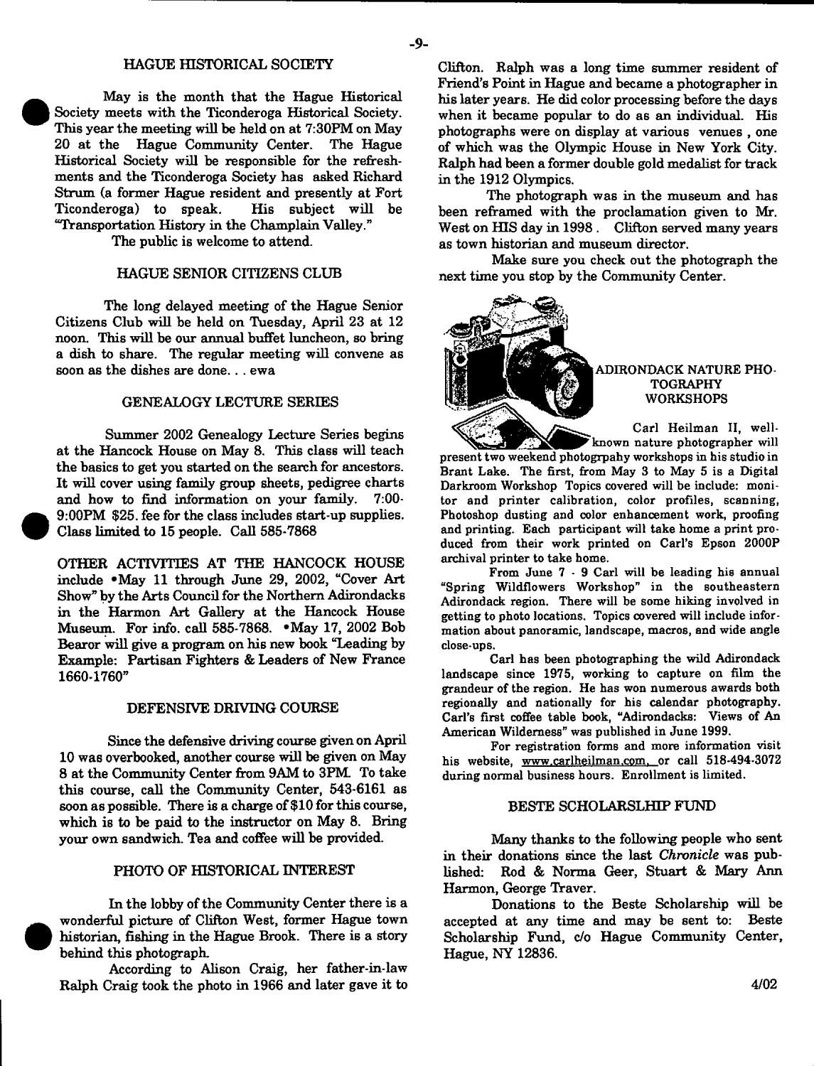## HAGUE HISTORICAL SOCIETY

May is the month that the Hague Historical Society meets with the Ticonderoga Historical Society. This year the meeting will be held on at 7:30PM on May 20 at the Hague Community Center. The Hague Historical Society will be responsible for the refreshments and the Ticonderoga Society has asked Richard Strum (a former Hague resident and presently at Fort Ticonderoga) to speak. His subject will be "Transportation History in the Champlain Valley."

The public is welcome to attend.

## HAGUE SENIOR CITIZENS CLUB

The long delayed meeting of the Hague Senior Citizens Club will be held on Tuesday, April 23 at 12 noon. This will be our annual buffet luncheon, so bring a dish to share. The regular meeting will convene as soon as the dishes are done... ewa

## GENEALOGY LECTURE SERIES

Summer 2002 Genealogy Lecture Series begins at the Hancock House on May 8. This class will teach the basics to get you started on the search for ancestors. It will cover using family group sheets, pedigree charts and how to find information on your family. 7:00-9:00PM $25. fee for the class includes start-up supplies. Class limited to 15 people. Call 585-7868

OTHER ACTIVITIES AT THE HANCOCK HOUSE include •May 11 through June 29, 2002, "Cover Art Show" by the Arts Council for the Northern Adirondacks in the Harmon Art Gallery at the Hancock House Museum. For info. call 585-7868. •May 17, 2002 Bob Bearor will give a program on his new book "Leading by Example: Partisan Fighters & Leaders of New France 1660-1760"

## DEFENSIVE DRIVING COURSE

Since the defensive driving course given on April 10 was overbooked, another course will be given on May 8 at the Community Center from 9AM to 3PM. To take this course, call the Community Center, 543-6161 as soon as possible. There is a charge of $10 for this course, which is to be paid to the instructor on May 8. Bring your own sandwich. Tea and coffee will be provided.

## PHOTO OF HISTORICAL INTEREST

In the lobby of the Community Center there is a wonderful picture of Clifton West, former Hague town historian, fishing in the Hague Brook. There is a story behind this photograph.

According to Alison Craig, her father-in-law Ralph Craig took the photo in 1966 and later gave it to Clifton. Ralph was a long time summer resident of Friend's Point in Hague and became a photographer in his later years. He did color processing before the days when it became popular to do as an individual. His photographs were on display at various venues, one of which was the Olympic House in New York City. Ralph had been a former double gold medalist for track in the 1912 Olympics.

The photograph was in the museum and has been reframed with the proclamation given to Mr. West on HIS day in 1998. Clifton served many years as town historian and museum director.

Make sure you check out the photograph the next time you stop by the Community Center.

## ADIRONDACK NATURE PHOTOGRAPHY WORKSHOPS

Carl Heilman II, well-known nature photographer will present two weekend photogrpahy workshops in his studio in Brant Lake. The first, from May 3 to May 5 is a Digital Darkroom Workshop Topics covered will be include: monitor and printer calibration, color profiles, scanning, Photoshop dusting and color enhancement work, proofing and printing. Each participant will take home a print produced from their work printed on Carl's Epson 2000P archival printer to take home.

From June 7 - 9 Carl will be leading his annual "Spring Wildflowers Workshop" in the southeastern Adirondack region. There will be some hiking involved in getting to photo locations. Topics covered will include information about panoramic, landscape, macros, and wide angle close-ups.

Carl has been photographing the wild Adirondack landscape since 1975, working to capture on film the grandeur of the region. He has won numerous awards both regionally and nationally for his calendar photography. Carl's first coffee table book, "Adirondacks: Views of An American Wilderness" was published in June 1999.

For registration forms and more information visit his website, www.carlheilman.com, or call 518-494-3072 during normal business hours. Enrollment is limited.

## BESTE SCHOLARSLHIP FUND

Many thanks to the following people who sent in their donations since the last *Chronicle* was published: Rod & Norma Geer, Stuart & Mary Ann Harmon, George Traver.

Donations to the Beste Scholarship will be accepted at any time and may be sent to: Beste Scholarship Fund, c/o Hague Community Center, Hague, NY 12836.

4/02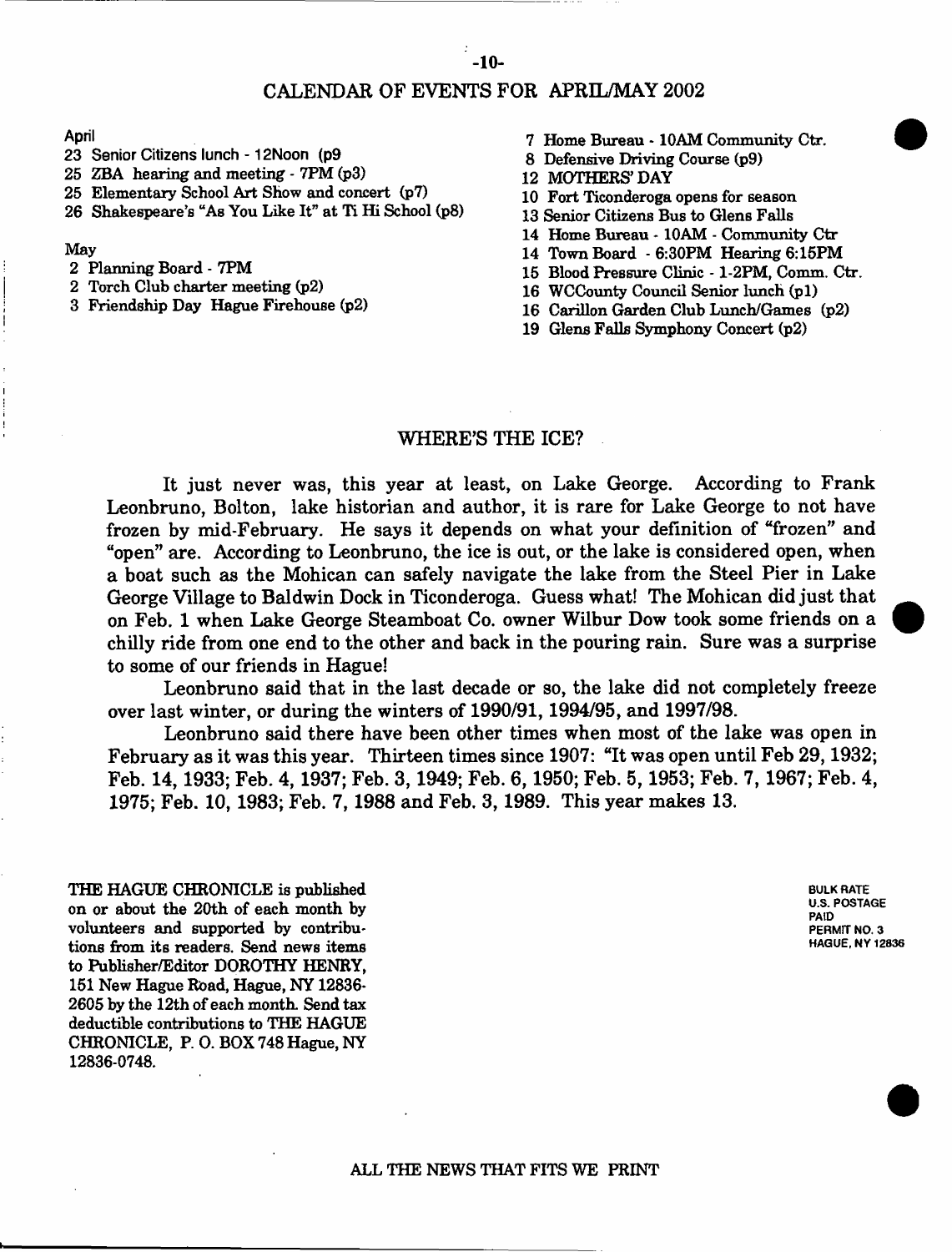## CALENDAR OF EVENTS FOR APRIL/MAY 2002

April

23 Senior Citizens lunch - 12Noon (p9
25 ZBA hearing and meeting - 7PM (p3)
25 Elementary School Art Show and concert (p7)
26 Shakespeare's "As You Like It" at Ti Hi School (p8)

May

2 Planning Board - 7PM
2 Torch Club charter meeting (p2)
3 Friendship Day Hague Firehouse (p2)
7 Home Bureau - 10AM Community Ctr.
8 Defensive Driving Course (p9)
12 MOTHERS' DAY
10 Fort Ticonderoga opens for season
13 Senior Citizens Bus to Glens Falls
14 Home Bureau - 10AM - Community Ctr
14 Town Board - 6:30PM Hearing 6:15PM
15 Blood Pressure Clinic - 1-2PM, Comm. Ctr.
16 WCCounty Council Senior lunch (p1)
16 Carillon Garden Club Lunch/Games (p2)
19 Glens Falls Symphony Concert (p2)

## WHERE'S THE ICE?

It just never was, this year at least, on Lake George. According to Frank Leonbruno, Bolton, lake historian and author, it is rare for Lake George to not have frozen by mid-February. He says it depends on what your definition of "frozen" and "open" are. According to Leonbruno, the ice is out, or the lake is considered open, when a boat such as the Mohican can safely navigate the lake from the Steel Pier in Lake George Village to Baldwin Dock in Ticonderoga. Guess what! The Mohican did just that on Feb. 1 when Lake George Steamboat Co. owner Wilbur Dow took some friends on a chilly ride from one end to the other and back in the pouring rain. Sure was a surprise to some of our friends in Hague!

Leonbruno said that in the last decade or so, the lake did not completely freeze over last winter, or during the winters of 1990/91, 1994/95, and 1997/98.

Leonbruno said there have been other times when most of the lake was open in February as it was this year. Thirteen times since 1907: "It was open until Feb 29, 1932; Feb. 14, 1933; Feb. 4, 1937; Feb. 3, 1949; Feb. 6, 1950; Feb. 5, 1953; Feb. 7, 1967; Feb. 4, 1975; Feb. 10, 1983; Feb. 7, 1988 and Feb. 3, 1989. This year makes 13.

**THE HAGUE CHRONICLE** is published on or about the 20th of each month by volunteers and supported by contributions from its readers. Send news items to Publisher/Editor DOROTHY HENRY, 151 New Hague Road, Hague, NY 12836-2605 by the 12th of each month. Send tax deductible contributions to THE HAGUE CHRONICLE, P. O. BOX 748 Hague, NY 12836-0748.

BULK RATE
U.S. POSTAGE
PAID
PERMIT NO. 3
HAGUE, NY 12836

ALL THE NEWS THAT FITS WE PRINT